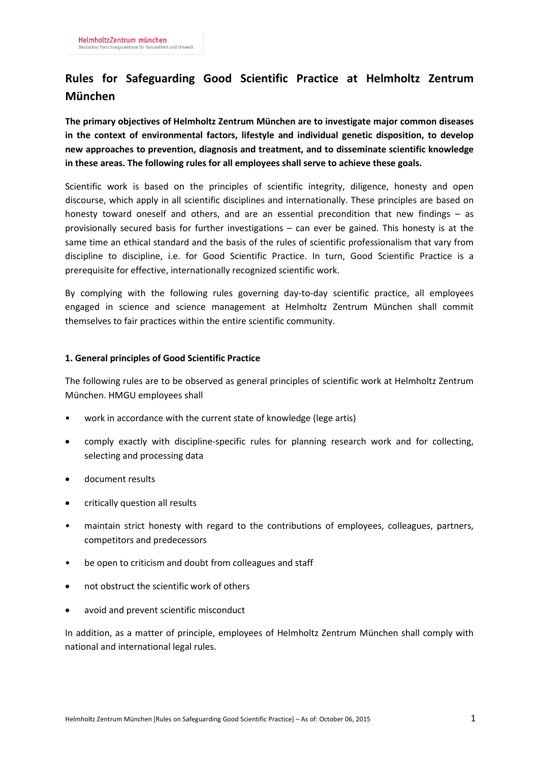# Rules for Safeguarding Good Scientific Practice at Helmholtz Zentrum München

**The primary objectives of Helmholtz Zentrum München are to investigate major common diseases in the context of environmental factors, lifestyle and individual genetic disposition, to develop new approaches to prevention, diagnosis and treatment, and to disseminate scientific knowledge in these areas. The following rules for all employees shall serve to achieve these goals.**

Scientific work is based on the principles of scientific integrity, diligence, honesty and open discourse, which apply in all scientific disciplines and internationally. These principles are based on honesty toward oneself and others, and are an essential precondition that new findings – as provisionally secured basis for further investigations – can ever be gained. This honesty is at the same time an ethical standard and the basis of the rules of scientific professionalism that vary from discipline to discipline, i.e. for Good Scientific Practice. In turn, Good Scientific Practice is a prerequisite for effective, internationally recognized scientific work.

By complying with the following rules governing day-to-day scientific practice, all employees engaged in science and science management at Helmholtz Zentrum München shall commit themselves to fair practices within the entire scientific community.

## 1. General principles of Good Scientific Practice

The following rules are to be observed as general principles of scientific work at Helmholtz Zentrum München. HMGU employees shall

- work in accordance with the current state of knowledge (lege artis)
- comply exactly with discipline-specific rules for planning research work and for collecting, selecting and processing data
- document results
- critically question all results
- maintain strict honesty with regard to the contributions of employees, colleagues, partners, competitors and predecessors
- be open to criticism and doubt from colleagues and staff
- not obstruct the scientific work of others
- avoid and prevent scientific misconduct

In addition, as a matter of principle, employees of Helmholtz Zentrum München shall comply with national and international legal rules.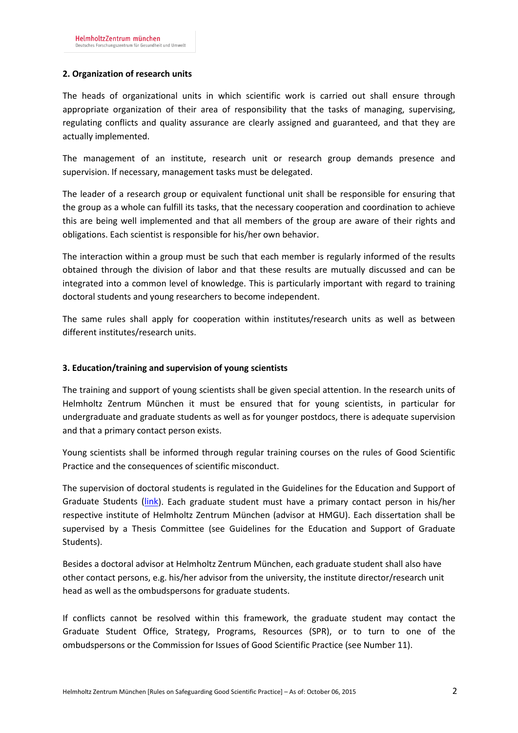## 2. Organization of research units

The heads of organizational units in which scientific work is carried out shall ensure through appropriate organization of their area of responsibility that the tasks of managing, supervising, regulating conflicts and quality assurance are clearly assigned and guaranteed, and that they are actually implemented.

The management of an institute, research unit or research group demands presence and supervision. If necessary, management tasks must be delegated.

The leader of a research group or equivalent functional unit shall be responsible for ensuring that the group as a whole can fulfill its tasks, that the necessary cooperation and coordination to achieve this are being well implemented and that all members of the group are aware of their rights and obligations. Each scientist is responsible for his/her own behavior.

The interaction within a group must be such that each member is regularly informed of the results obtained through the division of labor and that these results are mutually discussed and can be integrated into a common level of knowledge. This is particularly important with regard to training doctoral students and young researchers to become independent.

The same rules shall apply for cooperation within institutes/research units as well as between different institutes/research units.

## 3. Education/training and supervision of young scientists

The training and support of young scientists shall be given special attention. In the research units of Helmholtz Zentrum München it must be ensured that for young scientists, in particular for undergraduate and graduate students as well as for younger postdocs, there is adequate supervision and that a primary contact person exists.

Young scientists shall be informed through regular training courses on the rules of Good Scientific Practice and the consequences of scientific misconduct.

The supervision of doctoral students is regulated in the Guidelines for the Education and Support of Graduate Students (link). Each graduate student must have a primary contact person in his/her respective institute of Helmholtz Zentrum München (advisor at HMGU). Each dissertation shall be supervised by a Thesis Committee (see Guidelines for the Education and Support of Graduate Students).

Besides a doctoral advisor at Helmholtz Zentrum München, each graduate student shall also have other contact persons, e.g. his/her advisor from the university, the institute director/research unit head as well as the ombudspersons for graduate students.

If conflicts cannot be resolved within this framework, the graduate student may contact the Graduate Student Office, Strategy, Programs, Resources (SPR), or to turn to one of the ombudspersons or the Commission for Issues of Good Scientific Practice (see Number 11).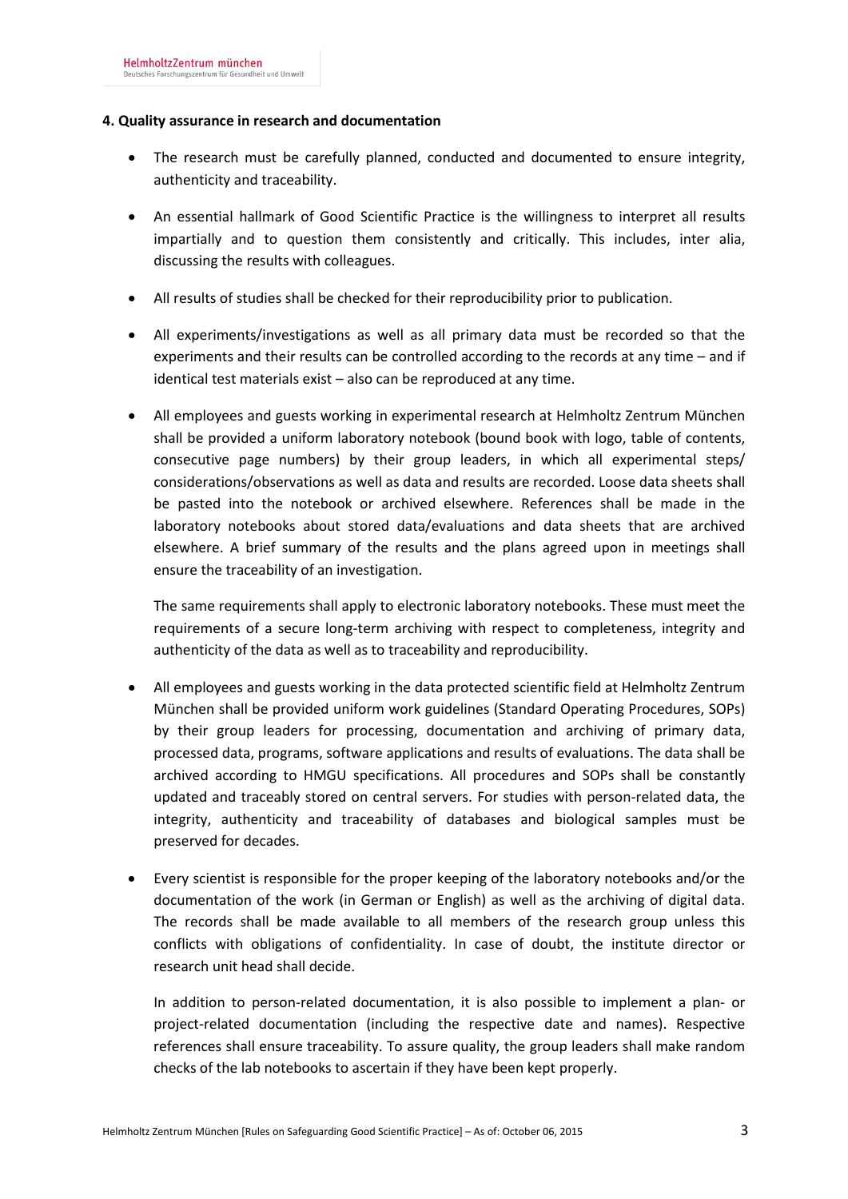## 4. Quality assurance in research and documentation

- The research must be carefully planned, conducted and documented to ensure integrity, authenticity and traceability.

- An essential hallmark of Good Scientific Practice is the willingness to interpret all results impartially and to question them consistently and critically. This includes, inter alia, discussing the results with colleagues.

- All results of studies shall be checked for their reproducibility prior to publication.

- All experiments/investigations as well as all primary data must be recorded so that the experiments and their results can be controlled according to the records at any time – and if identical test materials exist – also can be reproduced at any time.

- All employees and guests working in experimental research at Helmholtz Zentrum München shall be provided a uniform laboratory notebook (bound book with logo, table of contents, consecutive page numbers) by their group leaders, in which all experimental steps/ considerations/observations as well as data and results are recorded. Loose data sheets shall be pasted into the notebook or archived elsewhere. References shall be made in the laboratory notebooks about stored data/evaluations and data sheets that are archived elsewhere. A brief summary of the results and the plans agreed upon in meetings shall ensure the traceability of an investigation.

  The same requirements shall apply to electronic laboratory notebooks. These must meet the requirements of a secure long-term archiving with respect to completeness, integrity and authenticity of the data as well as to traceability and reproducibility.

- All employees and guests working in the data protected scientific field at Helmholtz Zentrum München shall be provided uniform work guidelines (Standard Operating Procedures, SOPs) by their group leaders for processing, documentation and archiving of primary data, processed data, programs, software applications and results of evaluations. The data shall be archived according to HMGU specifications. All procedures and SOPs shall be constantly updated and traceably stored on central servers. For studies with person-related data, the integrity, authenticity and traceability of databases and biological samples must be preserved for decades.

- Every scientist is responsible for the proper keeping of the laboratory notebooks and/or the documentation of the work (in German or English) as well as the archiving of digital data. The records shall be made available to all members of the research group unless this conflicts with obligations of confidentiality. In case of doubt, the institute director or research unit head shall decide.

  In addition to person-related documentation, it is also possible to implement a plan- or project-related documentation (including the respective date and names). Respective references shall ensure traceability. To assure quality, the group leaders shall make random checks of the lab notebooks to ascertain if they have been kept properly.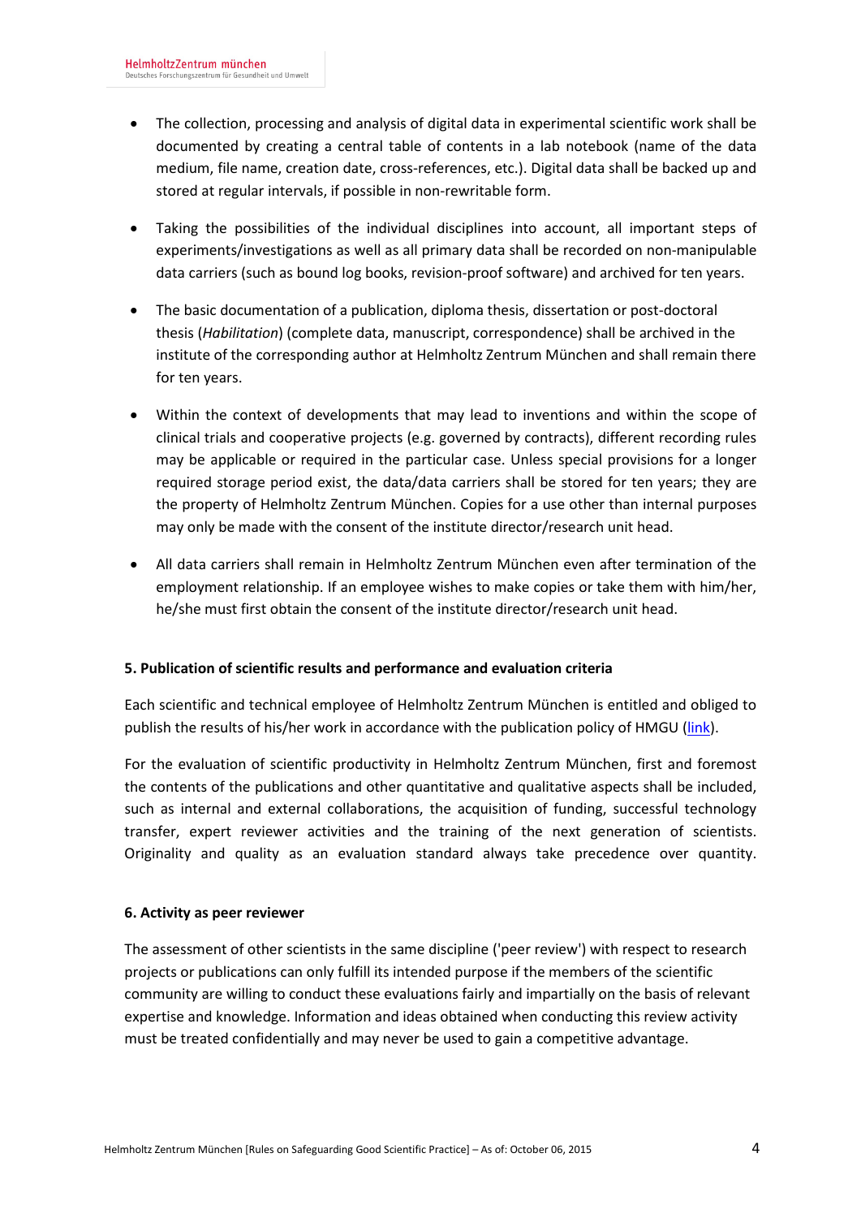- The collection, processing and analysis of digital data in experimental scientific work shall be documented by creating a central table of contents in a lab notebook (name of the data medium, file name, creation date, cross-references, etc.). Digital data shall be backed up and stored at regular intervals, if possible in non-rewritable form.
- Taking the possibilities of the individual disciplines into account, all important steps of experiments/investigations as well as all primary data shall be recorded on non-manipulable data carriers (such as bound log books, revision-proof software) and archived for ten years.
- The basic documentation of a publication, diploma thesis, dissertation or post-doctoral thesis (*Habilitation*) (complete data, manuscript, correspondence) shall be archived in the institute of the corresponding author at Helmholtz Zentrum München and shall remain there for ten years.
- Within the context of developments that may lead to inventions and within the scope of clinical trials and cooperative projects (e.g. governed by contracts), different recording rules may be applicable or required in the particular case. Unless special provisions for a longer required storage period exist, the data/data carriers shall be stored for ten years; they are the property of Helmholtz Zentrum München. Copies for a use other than internal purposes may only be made with the consent of the institute director/research unit head.
- All data carriers shall remain in Helmholtz Zentrum München even after termination of the employment relationship. If an employee wishes to make copies or take them with him/her, he/she must first obtain the consent of the institute director/research unit head.

#### 5. Publication of scientific results and performance and evaluation criteria

Each scientific and technical employee of Helmholtz Zentrum München is entitled and obliged to publish the results of his/her work in accordance with the publication policy of HMGU (link).

For the evaluation of scientific productivity in Helmholtz Zentrum München, first and foremost the contents of the publications and other quantitative and qualitative aspects shall be included, such as internal and external collaborations, the acquisition of funding, successful technology transfer, expert reviewer activities and the training of the next generation of scientists. Originality and quality as an evaluation standard always take precedence over quantity.

#### 6. Activity as peer reviewer

The assessment of other scientists in the same discipline ('peer review') with respect to research projects or publications can only fulfill its intended purpose if the members of the scientific community are willing to conduct these evaluations fairly and impartially on the basis of relevant expertise and knowledge. Information and ideas obtained when conducting this review activity must be treated confidentially and may never be used to gain a competitive advantage.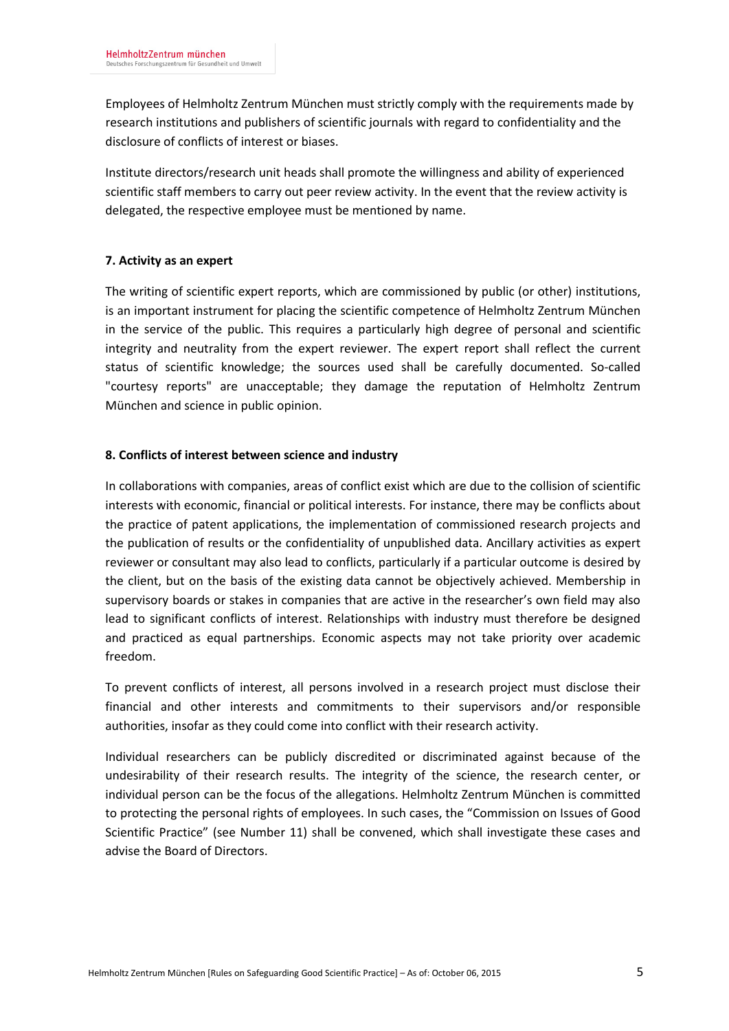Employees of Helmholtz Zentrum München must strictly comply with the requirements made by research institutions and publishers of scientific journals with regard to confidentiality and the disclosure of conflicts of interest or biases.

Institute directors/research unit heads shall promote the willingness and ability of experienced scientific staff members to carry out peer review activity. In the event that the review activity is delegated, the respective employee must be mentioned by name.

### 7. Activity as an expert

The writing of scientific expert reports, which are commissioned by public (or other) institutions, is an important instrument for placing the scientific competence of Helmholtz Zentrum München in the service of the public. This requires a particularly high degree of personal and scientific integrity and neutrality from the expert reviewer. The expert report shall reflect the current status of scientific knowledge; the sources used shall be carefully documented. So-called "courtesy reports" are unacceptable; they damage the reputation of Helmholtz Zentrum München and science in public opinion.

### 8. Conflicts of interest between science and industry

In collaborations with companies, areas of conflict exist which are due to the collision of scientific interests with economic, financial or political interests. For instance, there may be conflicts about the practice of patent applications, the implementation of commissioned research projects and the publication of results or the confidentiality of unpublished data. Ancillary activities as expert reviewer or consultant may also lead to conflicts, particularly if a particular outcome is desired by the client, but on the basis of the existing data cannot be objectively achieved. Membership in supervisory boards or stakes in companies that are active in the researcher's own field may also lead to significant conflicts of interest. Relationships with industry must therefore be designed and practiced as equal partnerships. Economic aspects may not take priority over academic freedom.

To prevent conflicts of interest, all persons involved in a research project must disclose their financial and other interests and commitments to their supervisors and/or responsible authorities, insofar as they could come into conflict with their research activity.

Individual researchers can be publicly discredited or discriminated against because of the undesirability of their research results. The integrity of the science, the research center, or individual person can be the focus of the allegations. Helmholtz Zentrum München is committed to protecting the personal rights of employees. In such cases, the "Commission on Issues of Good Scientific Practice" (see Number 11) shall be convened, which shall investigate these cases and advise the Board of Directors.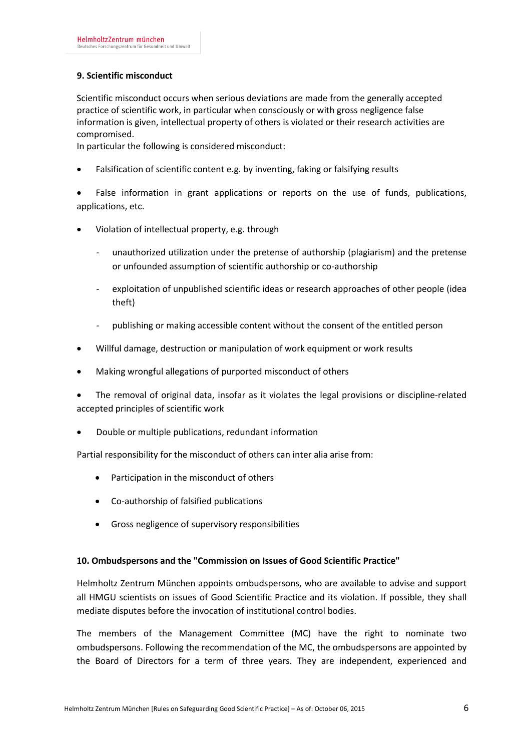## 9. Scientific misconduct

Scientific misconduct occurs when serious deviations are made from the generally accepted practice of scientific work, in particular when consciously or with gross negligence false information is given, intellectual property of others is violated or their research activities are compromised.
In particular the following is considered misconduct:

- Falsification of scientific content e.g. by inventing, faking or falsifying results
- False information in grant applications or reports on the use of funds, publications, applications, etc.
- Violation of intellectual property, e.g. through
  - unauthorized utilization under the pretense of authorship (plagiarism) and the pretense or unfounded assumption of scientific authorship or co-authorship
  - exploitation of unpublished scientific ideas or research approaches of other people (idea theft)
  - publishing or making accessible content without the consent of the entitled person
- Willful damage, destruction or manipulation of work equipment or work results
- Making wrongful allegations of purported misconduct of others
- The removal of original data, insofar as it violates the legal provisions or discipline-related accepted principles of scientific work
- Double or multiple publications, redundant information

Partial responsibility for the misconduct of others can inter alia arise from:

- Participation in the misconduct of others
- Co-authorship of falsified publications
- Gross negligence of supervisory responsibilities

## 10. Ombudspersons and the "Commission on Issues of Good Scientific Practice"

Helmholtz Zentrum München appoints ombudspersons, who are available to advise and support all HMGU scientists on issues of Good Scientific Practice and its violation. If possible, they shall mediate disputes before the invocation of institutional control bodies.

The members of the Management Committee (MC) have the right to nominate two ombudspersons. Following the recommendation of the MC, the ombudspersons are appointed by the Board of Directors for a term of three years. They are independent, experienced and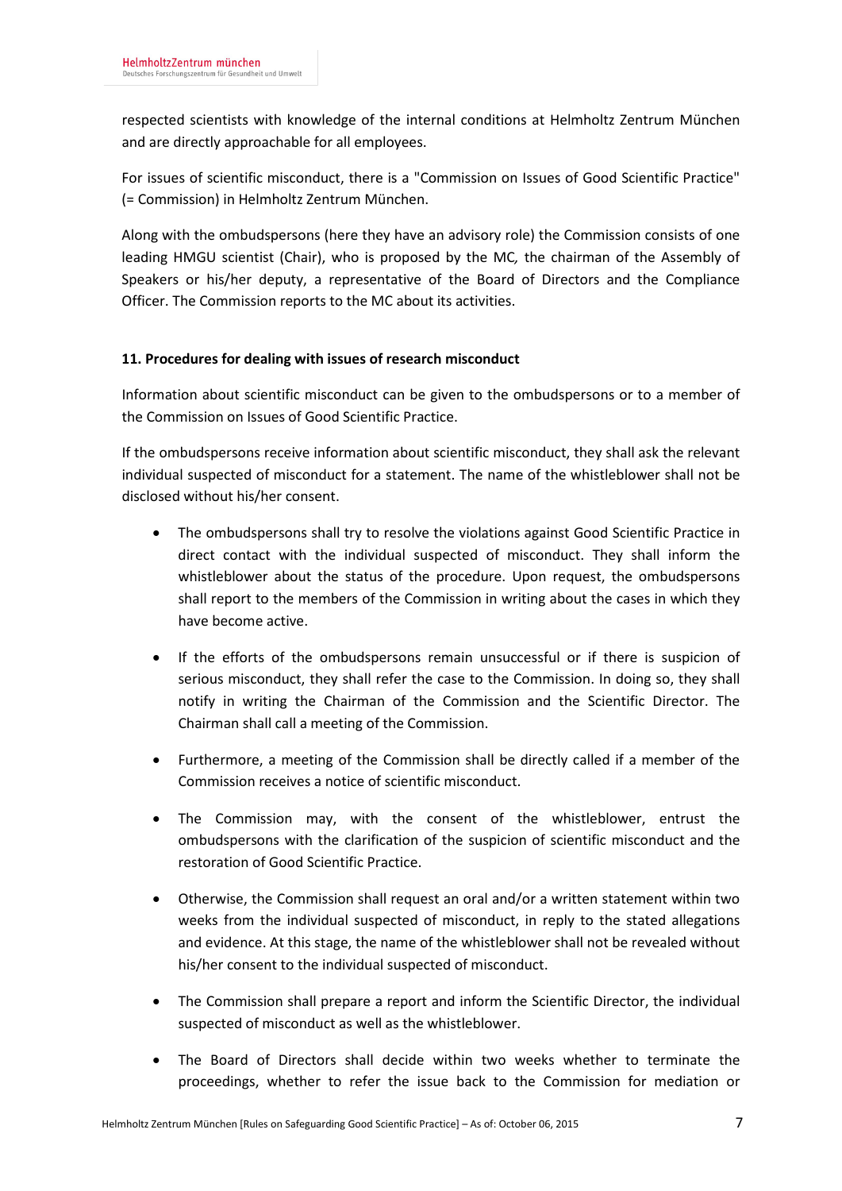respected scientists with knowledge of the internal conditions at Helmholtz Zentrum München and are directly approachable for all employees.

For issues of scientific misconduct, there is a "Commission on Issues of Good Scientific Practice" (= Commission) in Helmholtz Zentrum München.

Along with the ombudspersons (here they have an advisory role) the Commission consists of one leading HMGU scientist (Chair), who is proposed by the MC*,* the chairman of the Assembly of Speakers or his/her deputy, a representative of the Board of Directors and the Compliance Officer. The Commission reports to the MC about its activities.

**11. Procedures for dealing with issues of research misconduct**

Information about scientific misconduct can be given to the ombudspersons or to a member of the Commission on Issues of Good Scientific Practice.

If the ombudspersons receive information about scientific misconduct, they shall ask the relevant individual suspected of misconduct for a statement. The name of the whistleblower shall not be disclosed without his/her consent.

- The ombudspersons shall try to resolve the violations against Good Scientific Practice in direct contact with the individual suspected of misconduct. They shall inform the whistleblower about the status of the procedure. Upon request, the ombudspersons shall report to the members of the Commission in writing about the cases in which they have become active.
- If the efforts of the ombudspersons remain unsuccessful or if there is suspicion of serious misconduct, they shall refer the case to the Commission. In doing so, they shall notify in writing the Chairman of the Commission and the Scientific Director. The Chairman shall call a meeting of the Commission.
- Furthermore, a meeting of the Commission shall be directly called if a member of the Commission receives a notice of scientific misconduct.
- The Commission may, with the consent of the whistleblower, entrust the ombudspersons with the clarification of the suspicion of scientific misconduct and the restoration of Good Scientific Practice.
- Otherwise, the Commission shall request an oral and/or a written statement within two weeks from the individual suspected of misconduct, in reply to the stated allegations and evidence. At this stage, the name of the whistleblower shall not be revealed without his/her consent to the individual suspected of misconduct.
- The Commission shall prepare a report and inform the Scientific Director, the individual suspected of misconduct as well as the whistleblower.
- The Board of Directors shall decide within two weeks whether to terminate the proceedings, whether to refer the issue back to the Commission for mediation or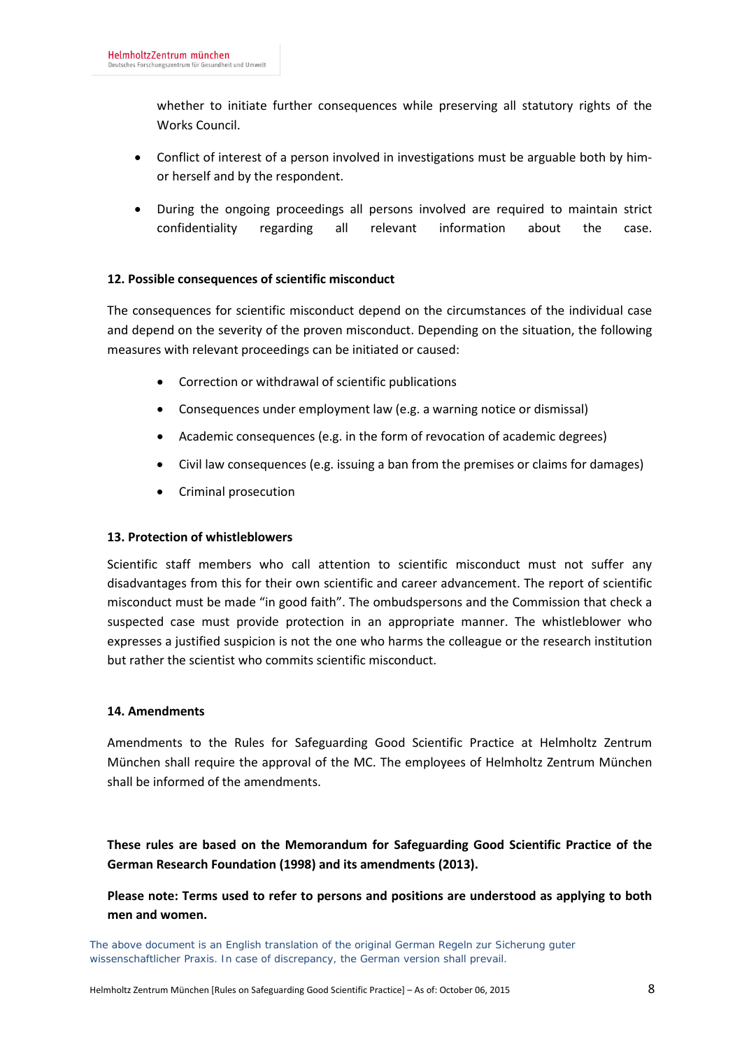whether to initiate further consequences while preserving all statutory rights of the Works Council.

- Conflict of interest of a person involved in investigations must be arguable both by him- or herself and by the respondent.
- During the ongoing proceedings all persons involved are required to maintain strict confidentiality regarding all relevant information about the case.

**12. Possible consequences of scientific misconduct**

The consequences for scientific misconduct depend on the circumstances of the individual case and depend on the severity of the proven misconduct. Depending on the situation, the following measures with relevant proceedings can be initiated or caused:

- Correction or withdrawal of scientific publications
- Consequences under employment law (e.g. a warning notice or dismissal)
- Academic consequences (e.g. in the form of revocation of academic degrees)
- Civil law consequences (e.g. issuing a ban from the premises or claims for damages)
- Criminal prosecution

**13. Protection of whistleblowers**

Scientific staff members who call attention to scientific misconduct must not suffer any disadvantages from this for their own scientific and career advancement. The report of scientific misconduct must be made “in good faith”. The ombudspersons and the Commission that check a suspected case must provide protection in an appropriate manner. The whistleblower who expresses a justified suspicion is not the one who harms the colleague or the research institution but rather the scientist who commits scientific misconduct.

**14. Amendments**

Amendments to the Rules for Safeguarding Good Scientific Practice at Helmholtz Zentrum München shall require the approval of the MC. The employees of Helmholtz Zentrum München shall be informed of the amendments.

**These rules are based on the Memorandum for Safeguarding Good Scientific Practice of the German Research Foundation (1998) and its amendments (2013).**

**Please note: Terms used to refer to persons and positions are understood as applying to both men and women.**

The above document is an English translation of the original German Regeln zur Sicherung guter wissenschaftlicher Praxis. In case of discrepancy, the German version shall prevail.